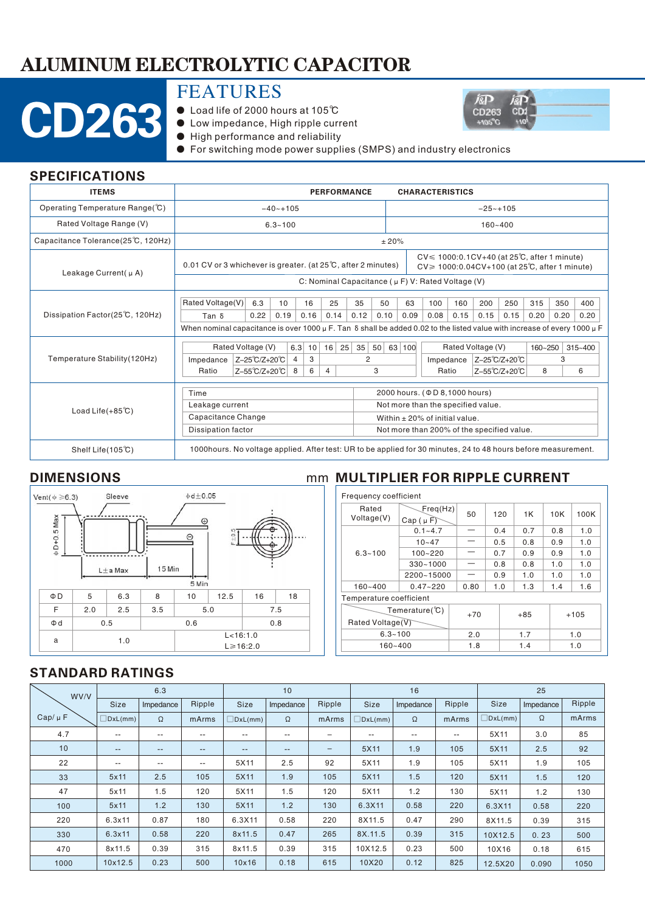# ALUMINUM ELECTROLYTIC CAPACITOR

# CD263

## FEATURES

- Load life of 2000 hours at 105℃
- Low impedance, High ripple current
- High performance and reliability
- For switching mode power supplies (SMPS) and industry electronics

## SPECIFICATIONS

| ITEMS | PERFORMANCE CHARACTERISTICS | |
|---|---|---|
| Operating Temperature Range(℃) | -40~+105 | -25~+105 |
| Rated Voltage Range (V) | 6.3~100 | 160~400 |
| Capacitance Tolerance(25℃, 120Hz) | ±20% | |
| Leakage Current(μA) | 0.01 CV or 3 whichever is greater. (at 25℃, after 2 minutes) | CV≤1000:0.1CV+40 (at 25℃, after 1 minute) CV≥1000:0.04CV+100 (at 25℃, after 1 minute) |
| | C: Nominal Capacitance (μF) V: Rated Voltage (V) | |
| Dissipation Factor(25℃, 120Hz) | See table below | |
| Temperature Stability(120Hz) | See table below | |
| Load Life(+85℃) | See table below | |
| Shelf Life(105℃) | 1000hours. No voltage applied. After test: UR to be applied for 30 minutes, 24 to 48 hours before measurement. | |

**Dissipation Factor (25℃, 120Hz)**

| Rated Voltage(V) | 6.3 | 10 | 16 | 25 | 35 | 50 | 63 | 100 | 160 | 200 | 250 | 315 | 350 | 400 |
|---|---|---|---|---|---|---|---|---|---|---|---|---|---|---|
| Tan δ | 0.22 | 0.19 | 0.16 | 0.14 | 0.12 | 0.10 | 0.09 | 0.08 | 0.15 | 0.15 | 0.15 | 0.20 | 0.20 | 0.20 |

When nominal capacitance is over 1000μF. Tan δ shall be added 0.02 to the listed value with increase of every 1000μF

**Temperature Stability (120Hz)**

| Rated Voltage (V) | | 6.3 | 10 | 16 | 25 | 35 | 50 | 63 | 100 |
|---|---|---|---|---|---|---|---|---|---|
| Impedance Ratio | Z-25℃/Z+20℃ | 4 | 3 | 2 | | | | | |
| | Z-55℃/Z+20℃ | 8 | 6 | 4 | 3 | | | | |

| Rated Voltage (V) | | 160~250 | 315~400 |
|---|---|---|---|
| Impedance Ratio | Z-25℃/Z+20℃ | 3 | |
| | Z-55℃/Z+20℃ | 8 | 6 |

**Load Life (+85℃)**

| | |
|---|---|
| Time | 2000 hours. (ΦD 8,1000 hours) |
| Leakage current | Not more than the specified value. |
| Capacitance Change | Within ±20% of initial value. |
| Dissipation factor | Not more than 200% of the specified value. |

## DIMENSIONS

mm

Vent(φ≥6.3) Sleeve φd±0.05 ΦD+0.5 Max L±a Max 15 Min 5 Min F±0.5

| ΦD | 5 | 6.3 | 8 | 10 | 12.5 | 16 | 18 |
|---|---|---|---|---|---|---|---|
| F | 2.0 | 2.5 | 3.5 | 5.0 | | 7.5 | |
| Φd | 0.5 | | | 0.6 | | 0.8 | |
| a | 1.0 | | | L<16:1.0 L≥16:2.0 | | | |

## MULTIPLIER FOR RIPPLE CURRENT

Frequency coefficient

| Rated Voltage(V) | Cap (μF) \ Freq(Hz) | 50 | 120 | 1K | 10K | 100K |
|---|---|---|---|---|---|---|
| 6.3~100 | 0.1~4.7 | — | 0.4 | 0.7 | 0.8 | 1.0 |
| | 10~47 | — | 0.5 | 0.8 | 0.9 | 1.0 |
| | 100~220 | — | 0.7 | 0.9 | 0.9 | 1.0 |
| | 330~1000 | — | 0.8 | 0.8 | 1.0 | 1.0 |
| | 2200~15000 | — | 0.9 | 1.0 | 1.0 | 1.0 |
| 160~400 | 0.47~220 | 0.80 | 1.0 | 1.3 | 1.4 | 1.6 |

Temperature coefficient

| Rated Voltage(V) \ Temerature(℃) | +70 | +85 | +105 |
|---|---|---|---|
| 6.3~100 | 2.0 | 1.7 | 1.0 |
| 160~400 | 1.8 | 1.4 | 1.0 |

## STANDARD RATINGS

| WV/V | 6.3 | | | 10 | | | 16 | | | 25 | | |
|---|---|---|---|---|---|---|---|---|---|---|---|---|
| | Size | Impedance | Ripple | Size | Impedance | Ripple | Size | Impedance | Ripple | Size | Impedance | Ripple |
| Cap/μF | DxL(mm) | Ω | mArms | DxL(mm) | Ω | mArms | DxL(mm) | Ω | mArms | DxL(mm) | Ω | mArms |
| 4.7 | -- | -- | -- | -- | -- | -- | -- | -- | -- | 5X11 | 3.0 | 85 |
| 10 | -- | -- | -- | -- | -- | — | 5X11 | 1.9 | 105 | 5X11 | 2.5 | 92 |
| 22 | -- | -- | -- | 5X11 | 2.5 | 92 | 5X11 | 1.9 | 105 | 5X11 | 1.9 | 105 |
| 33 | 5x11 | 2.5 | 105 | 5X11 | 1.9 | 105 | 5X11 | 1.5 | 120 | 5X11 | 1.5 | 120 |
| 47 | 5x11 | 1.5 | 120 | 5X11 | 1.5 | 120 | 5X11 | 1.2 | 130 | 5X11 | 1.2 | 130 |
| 100 | 5x11 | 1.2 | 130 | 5X11 | 1.2 | 130 | 6.3X11 | 0.58 | 220 | 6.3X11 | 0.58 | 220 |
| 220 | 6.3x11 | 0.87 | 180 | 6.3X11 | 0.58 | 220 | 8X11.5 | 0.47 | 290 | 8X11.5 | 0.39 | 315 |
| 330 | 6.3x11 | 0.58 | 220 | 8x11.5 | 0.47 | 265 | 8X.11.5 | 0.39 | 315 | 10X12.5 | 0. 23 | 500 |
| 470 | 8x11.5 | 0.39 | 315 | 8x11.5 | 0.39 | 315 | 10X12.5 | 0.23 | 500 | 10X16 | 0.18 | 615 |
| 1000 | 10x12.5 | 0.23 | 500 | 10x16 | 0.18 | 615 | 10X20 | 0.12 | 825 | 12.5X20 | 0.090 | 1050 |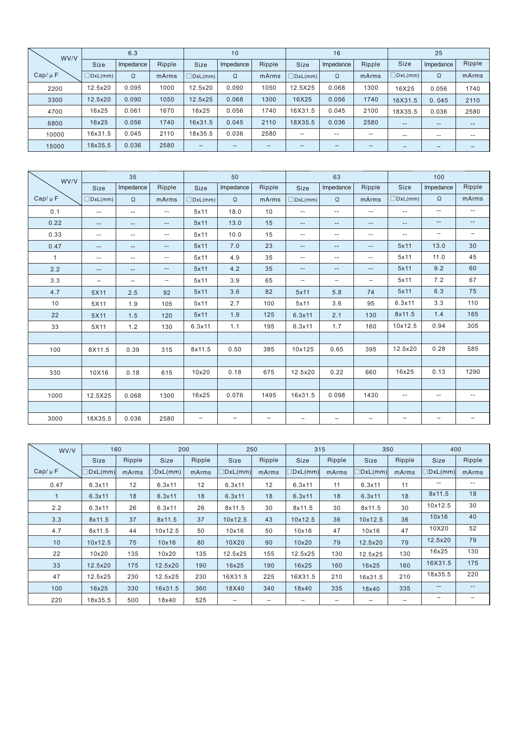| WV/V<br>Cap/μF | 6.3 | | | 10 | | | 16 | | | 25 | | |
|---|---|---|---|---|---|---|---|---|---|---|---|---|
| | Size | Impedance | Ripple | Size | Impedance | Ripple | Size | Impedance | Ripple | Size | Impedance | Ripple |
| | □DxL(mm) | Ω | mArms | □DxL(mm) | Ω | mArms | □DxL(mm) | Ω | mArms | □DxL(mm) | Ω | mArms |
| 2200 | 12.5x20 | 0.095 | 1000 | 12.5x20 | 0.090 | 1050 | 12.5X25 | 0.068 | 1300 | 16X25 | 0.056 | 1740 |
| 3300 | 12.5x20 | 0.090 | 1050 | 12.5x25 | 0.068 | 1300 | 16X25 | 0.056 | 1740 | 16X31.5 | 0. 045 | 2110 |
| 4700 | 16x25 | 0.061 | 1670 | 16x25 | 0.056 | 1740 | 16X31.5 | 0.045 | 2100 | 18X35.5 | 0.036 | 2580 |
| 6800 | 16x25 | 0.056 | 1740 | 16x31.5 | 0.045 | 2110 | 18X35.5 | 0.036 | 2580 | -- | -- | -- |
| 10000 | 16x31.5 | 0.045 | 2110 | 18x35.5 | 0.036 | 2580 | – | -- | -- | -- | -- | -- |
| 15000 | 18x35.5 | 0.036 | 2580 | – | – | – | – | – | – | – | – | – |

| WV/V<br>Cap/μF | 35 | | | 50 | | | 63 | | | 100 | | |
|---|---|---|---|---|---|---|---|---|---|---|---|---|
| | Size | Impedance | Ripple | Size | Impedance | Ripple | Size | Impedance | Ripple | Size | Impedance | Ripple |
| | □DxL(mm) | Ω | mArms | □DxL(mm) | Ω | mArms | □DxL(mm) | Ω | mArms | □DxL(mm) | Ω | mArms |
| 0.1 | -- | -- | -- | 5x11 | 18.0 | 10 | -- | -- | -- | -- | -- | -- |
| 0.22 | -- | -- | -- | 5x11 | 13.0 | 15 | -- | -- | -- | -- | -- | -- |
| 0.33 | -- | -- | -- | 5x11 | 10.0 | 15 | -- | -- | -- | -- | – | – |
| 0.47 | -- | -- | -- | 5x11 | 7.0 | 23 | -- | -- | -- | 5x11 | 13.0 | 30 |
| 1 | -- | -- | -- | 5x11 | 4.9 | 35 | -- | -- | -- | 5x11 | 11.0 | 45 |
| 2.2 | -- | -- | -- | 5x11 | 4.2 | 35 | -- | -- | -- | 5x11 | 9.2 | 60 |
| 3.3 | – | – | – | 5x11 | 3.9 | 65 | – | – | – | 5x11 | 7.2 | 67 |
| 4.7 | 5X11 | 2.5 | 92 | 5x11 | 3.6 | 82 | 5x11 | 5.8 | 74 | 5x11 | 6.3 | 75 |
| 10 | 5X11 | 1.9 | 105 | 5x11 | 2.7 | 100 | 5x11 | 3.6 | 95 | 6.3x11 | 3.3 | 110 |
| 22 | 5X11 | 1.5 | 120 | 5x11 | 1.9 | 125 | 6.3x11 | 2.1 | 130 | 8x11.5 | 1.4 | 165 |
| 33 | 5X11 | 1.2 | 130 | 6.3x11 | 1.1 | 195 | 6.3x11 | 1.7 | 160 | 10x12.5 | 0.94 | 305 |
| | | | | | | | | | | | | |
| 100 | 8X11.5 | 0.39 | 315 | 8x11.5 | 0.50 | 385 | 10x125 | 0.65 | 395 | 12.5x20 | 0.28 | 585 |
| | | | | | | | | | | | | |
| 330 | 10X16 | 0.18 | 615 | 10x20 | 0.18 | 675 | 12.5x20 | 0.22 | 660 | 16x25 | 0.13 | 1290 |
| | | | | | | | | | | | | |
| 1000 | 12.5X25 | 0.068 | 1300 | 16x25 | 0.076 | 1495 | 16x31.5 | 0.098 | 1430 | -- | -- | -- |
| | | | | | | | | | | | | |
| 3000 | 18X35.5 | 0.036 | 2580 | – | – | – | – | – | – | – | – | – |

| WV/V<br>Cap/μF | 160 | | 200 | | 250 | | 315 | | 350 | | 400 | |
|---|---|---|---|---|---|---|---|---|---|---|---|---|
| | Size | Ripple | Size | Ripple | Size | Ripple | Size | Ripple | Size | Ripple | Size | Ripple |
| | □DxL(mm) | mArms | □DxL(mm) | mArms | □DxL(mm) | mArms | □DxL(mm) | mArms | □DxL(mm) | mArms | □DxL(mm) | mArms |
| 0.47 | 6.3x11 | 12 | 6.3x11 | 12 | 6.3x11 | 12 | 6.3x11 | 11 | 6.3x11 | 11 | -- | -- |
| 1 | 6.3x11 | 18 | 6.3x11 | 18 | 6.3x11 | 18 | 6.3x11 | 18 | 6.3x11 | 18 | 8x11.5 | 18 |
| 2.2 | 6.3x11 | 26 | 6.3x11 | 26 | 8x11.5 | 30 | 8x11.5 | 30 | 8x11.5 | 30 | 10x12.5 | 30 |
| 3.3 | 8x11.5 | 37 | 8x11.5 | 37 | 10x12.5 | 43 | 10x12.5 | 36 | 10x12.5 | 36 | 10x16 | 40 |
| 4.7 | 8x11.5 | 44 | 10x12.5 | 50 | 10x16 | 50 | 10x16 | 47 | 10x16 | 47 | 10X20 | 52 |
| 10 | 10x12.5 | 75 | 10x16 | 80 | 10X20 | 90 | 10x20 | 79 | 12.5x20 | 79 | 12.5x20 | 79 |
| 22 | 10x20 | 135 | 10x20 | 135 | 12.5x25 | 155 | 12.5x25 | 130 | 12.5x25 | 130 | 16x25 | 130 |
| 33 | 12.5x20 | 175 | 12.5x20 | 190 | 16x25 | 190 | 16x25 | 160 | 16x25 | 160 | 16X31.5 | 175 |
| 47 | 12.5x25 | 230 | 12.5x25 | 230 | 16X31.5 | 225 | 16X31.5 | 210 | 16x31.5 | 210 | 18x35.5 | 220 |
| 100 | 16x25 | 330 | 16x31.5 | 360 | 18X40 | 340 | 18x40 | 335 | 18x40 | 335 | -- | -- |
| 220 | 18x35.5 | 500 | 18x40 | 525 | – | – | – | – | – | – | – | – |